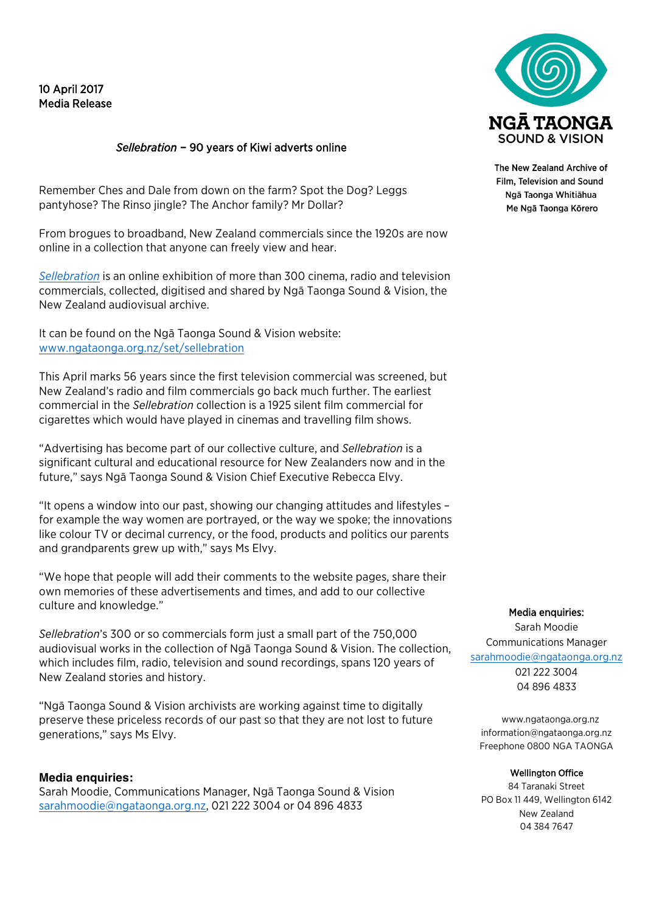10 April 2017
Media Release

NGĀ TAONGA
SOUND & VISION

The New Zealand Archive of Film, Television and Sound
Ngā Taonga Whitiāhua
Me Ngā Taonga Kōrero

## *Sellebration* – 90 years of Kiwi adverts online

Remember Ches and Dale from down on the farm? Spot the Dog? Leggs pantyhose? The Rinso jingle? The Anchor family? Mr Dollar?

From brogues to broadband, New Zealand commercials since the 1920s are now online in a collection that anyone can freely view and hear.

*Sellebration* is an online exhibition of more than 300 cinema, radio and television commercials, collected, digitised and shared by Ngā Taonga Sound & Vision, the New Zealand audiovisual archive.

It can be found on the Ngā Taonga Sound & Vision website:
www.ngataonga.org.nz/set/sellebration

This April marks 56 years since the first television commercial was screened, but New Zealand's radio and film commercials go back much further. The earliest commercial in the *Sellebration* collection is a 1925 silent film commercial for cigarettes which would have played in cinemas and travelling film shows.

"Advertising has become part of our collective culture, and *Sellebration* is a significant cultural and educational resource for New Zealanders now and in the future," says Ngā Taonga Sound & Vision Chief Executive Rebecca Elvy.

"It opens a window into our past, showing our changing attitudes and lifestyles – for example the way women are portrayed, or the way we spoke; the innovations like colour TV or decimal currency, or the food, products and politics our parents and grandparents grew up with," says Ms Elvy.

"We hope that people will add their comments to the website pages, share their own memories of these advertisements and times, and add to our collective culture and knowledge."

*Sellebration*'s 300 or so commercials form just a small part of the 750,000 audiovisual works in the collection of Ngā Taonga Sound & Vision. The collection, which includes film, radio, television and sound recordings, spans 120 years of New Zealand stories and history.

"Ngā Taonga Sound & Vision archivists are working against time to digitally preserve these priceless records of our past so that they are not lost to future generations," says Ms Elvy.

**Media enquiries:**
Sarah Moodie, Communications Manager, Ngā Taonga Sound & Vision
sarahmoodie@ngataonga.org.nz, 021 222 3004 or 04 896 4833

**Media enquiries:**
Sarah Moodie
Communications Manager
sarahmoodie@ngataonga.org.nz
021 222 3004
04 896 4833

www.ngataonga.org.nz
information@ngataonga.org.nz
Freephone 0800 NGA TAONGA

**Wellington Office**
84 Taranaki Street
PO Box 11 449, Wellington 6142
New Zealand
04 384 7647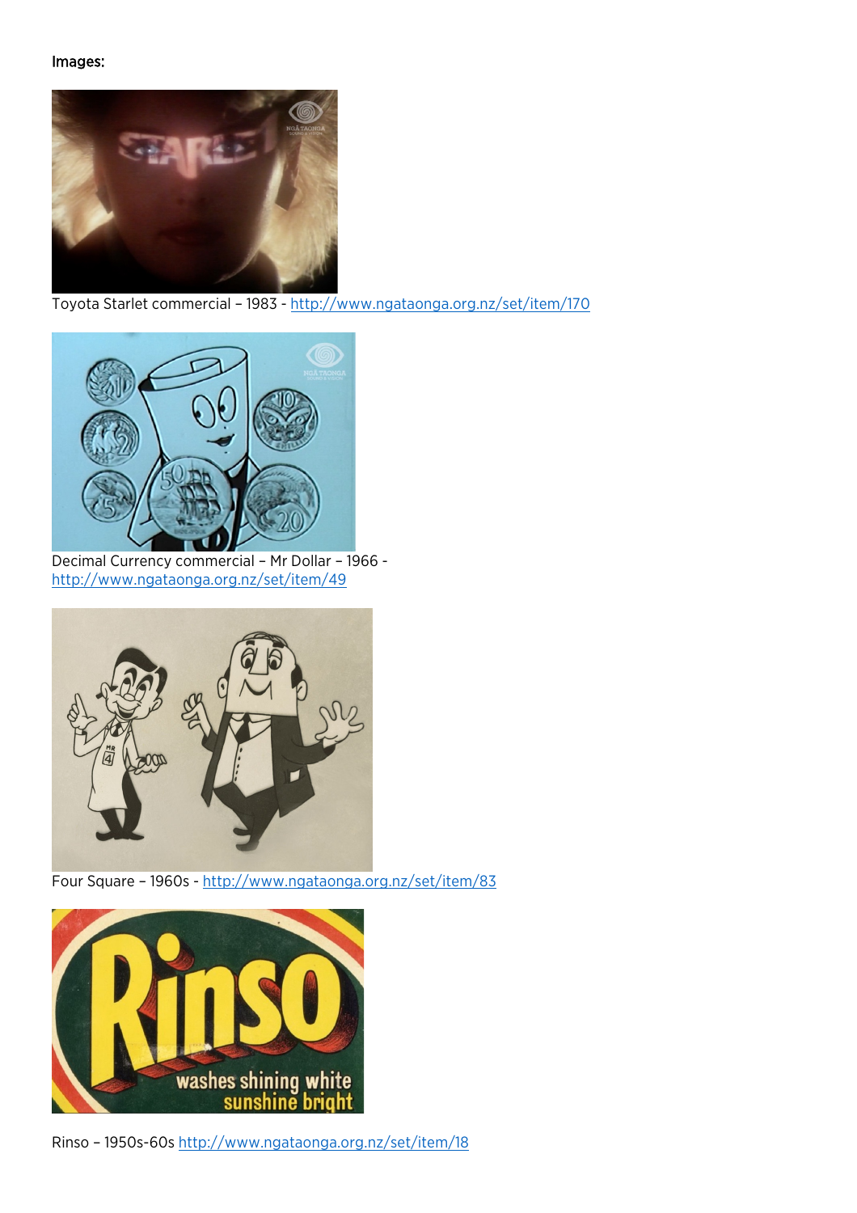Images:

Toyota Starlet commercial – 1983 - http://www.ngataonga.org.nz/set/item/170

Decimal Currency commercial – Mr Dollar – 1966 - http://www.ngataonga.org.nz/set/item/49

Four Square – 1960s - http://www.ngataonga.org.nz/set/item/83

Rinso – 1950s-60s http://www.ngataonga.org.nz/set/item/18